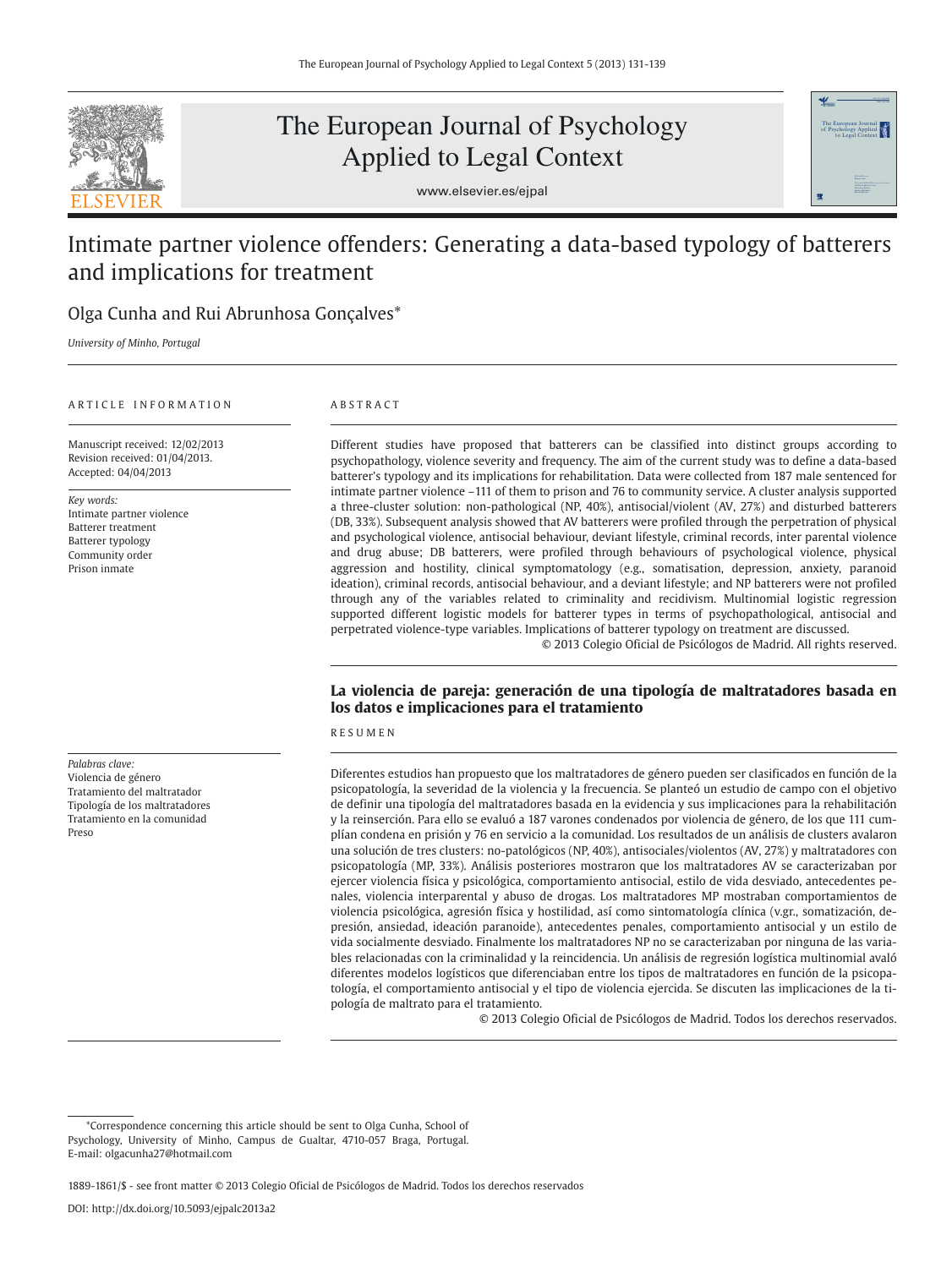# Intimate partner violence offenders: Generating a data-based typology of batterers and implications for treatment

Olga Cunha and Rui Abrunhosa Gonçalves*

*University of Minho, Portugal*

ARTICLE INFORMATION

Manuscript received: 12/02/2013
Revision received: 01/04/2013.
Accepted: 04/04/2013

*Key words:*
Intimate partner violence
Batterer treatment
Batterer typology
Community order
Prison inmate

ABSTRACT

Different studies have proposed that batterers can be classified into distinct groups according to psychopathology, violence severity and frequency. The aim of the current study was to define a data-based batterer's typology and its implications for rehabilitation. Data were collected from 187 male sentenced for intimate partner violence –111 of them to prison and 76 to community service. A cluster analysis supported a three-cluster solution: non-pathological (NP, 40%), antisocial/violent (AV, 27%) and disturbed batterers (DB, 33%). Subsequent analysis showed that AV batterers were profiled through the perpetration of physical and psychological violence, antisocial behaviour, deviant lifestyle, criminal records, inter parental violence and drug abuse; DB batterers, were profiled through behaviours of psychological violence, physical aggression and hostility, clinical symptomatology (e.g., somatisation, depression, anxiety, paranoid ideation), criminal records, antisocial behaviour, and a deviant lifestyle; and NP batterers were not profiled through any of the variables related to criminality and recidivism. Multinomial logistic regression supported different logistic models for batterer types in terms of psychopathological, antisocial and perpetrated violence-type variables. Implications of batterer typology on treatment are discussed.

© 2013 Colegio Oficial de Psicólogos de Madrid. All rights reserved.

## La violencia de pareja: generación de una tipología de maltratadores basada en los datos e implicaciones para el tratamiento

*Palabras clave:*
Violencia de género
Tratamiento del maltratador
Tipología de los maltratadores
Tratamiento en la comunidad
Preso

RESUMEN

Diferentes estudios han propuesto que los maltratadores de género pueden ser clasificados en función de la psicopatología, la severidad de la violencia y la frecuencia. Se planteó un estudio de campo con el objetivo de definir una tipología del maltratadores basada en la evidencia y sus implicaciones para la rehabilitación y la reinserción. Para ello se evaluó a 187 varones condenados por violencia de género, de los que 111 cumplían condena en prisión y 76 en servicio a la comunidad. Los resultados de un análisis de clusters avalaron una solución de tres clusters: no-patológicos (NP, 40%), antisociales/violentos (AV, 27%) y maltratadores con psicopatología (MP, 33%). Análisis posteriores mostraron que los maltratadores AV se caracterizaban por ejercer violencia física y psicológica, comportamiento antisocial, estilo de vida desviado, antecedentes penales, violencia interparental y abuso de drogas. Los maltratadores MP mostraban comportamientos de violencia psicológica, agresión física y hostilidad, así como sintomatología clínica (v.gr., somatización, depresión, ansiedad, ideación paranoide), antecedentes penales, comportamiento antisocial y un estilo de vida socialmente desviado. Finalmente los maltratadores NP no se caracterizaban por ninguna de las variables relacionadas con la criminalidad y la reincidencia. Un análisis de regresión logística multinomial avaló diferentes modelos logísticos que diferenciaban entre los tipos de maltratadores en función de la psicopatología, el comportamiento antisocial y el tipo de violencia ejercida. Se discuten las implicaciones de la tipología de maltrato para el tratamiento.

© 2013 Colegio Oficial de Psicólogos de Madrid. Todos los derechos reservados.

*Correspondence concerning this article should be sent to Olga Cunha, School of Psychology, University of Minho, Campus de Gualtar, 4710-057 Braga, Portugal. E-mail: olgacunha27@hotmail.com

1889-1861/$ - see front matter © 2013 Colegio Oficial de Psicólogos de Madrid. Todos los derechos reservados

DOI: http://dx.doi.org/10.5093/ejpalc2013a2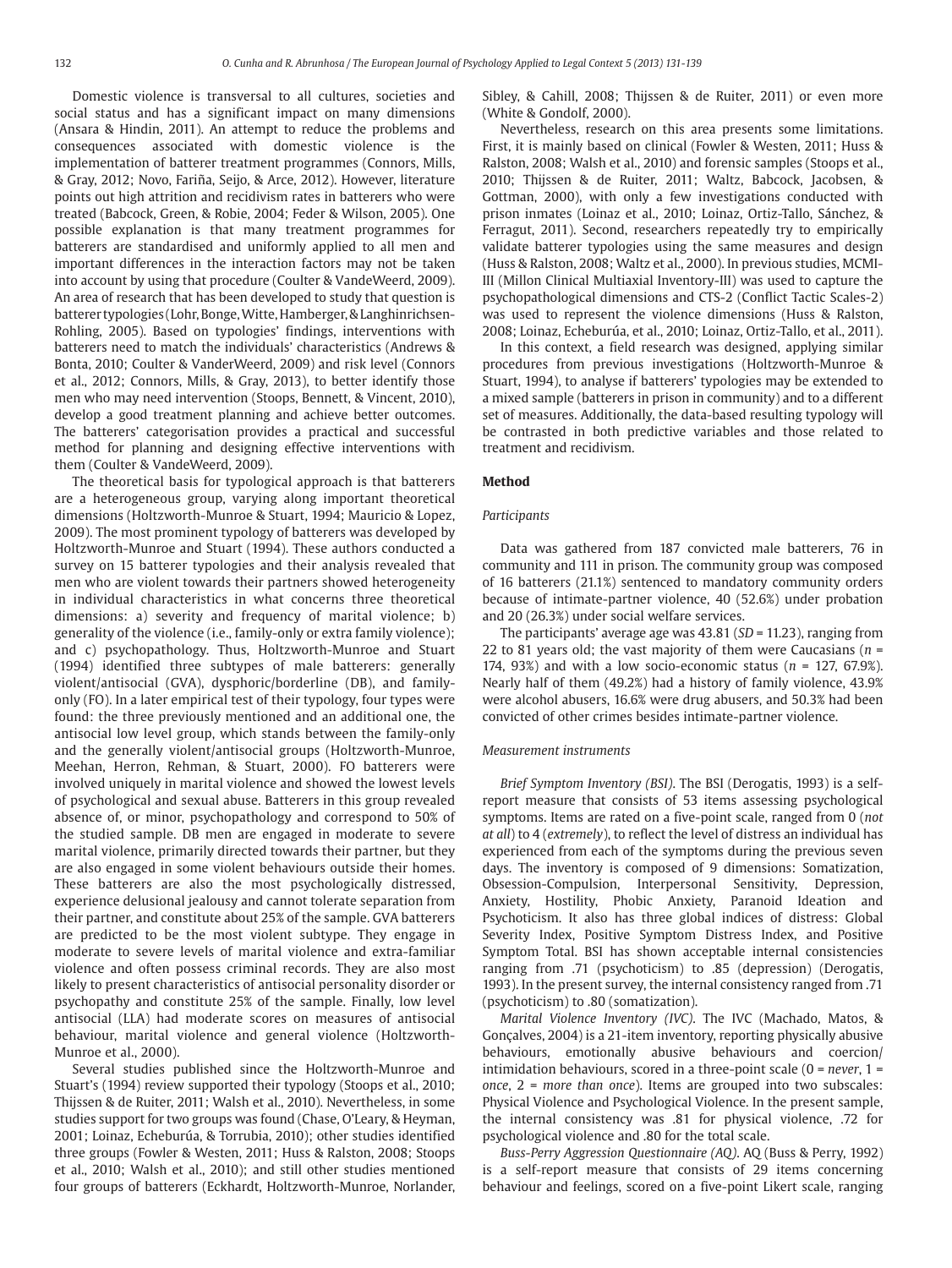Domestic violence is transversal to all cultures, societies and social status and has a significant impact on many dimensions (Ansara & Hindin, 2011). An attempt to reduce the problems and consequences associated with domestic violence is the implementation of batterer treatment programmes (Connors, Mills, & Gray, 2012; Novo, Fariña, Seijo, & Arce, 2012). However, literature points out high attrition and recidivism rates in batterers who were treated (Babcock, Green, & Robie, 2004; Feder & Wilson, 2005). One possible explanation is that many treatment programmes for batterers are standardised and uniformly applied to all men and important differences in the interaction factors may not be taken into account by using that procedure (Coulter & VandeWeerd, 2009). An area of research that has been developed to study that question is batterer typologies (Lohr, Bonge, Witte, Hamberger, & Langhinrichsen-Rohling, 2005). Based on typologies' findings, interventions with batterers need to match the individuals' characteristics (Andrews & Bonta, 2010; Coulter & VanderWeerd, 2009) and risk level (Connors et al., 2012; Connors, Mills, & Gray, 2013), to better identify those men who may need intervention (Stoops, Bennett, & Vincent, 2010), develop a good treatment planning and achieve better outcomes. The batterers' categorisation provides a practical and successful method for planning and designing effective interventions with them (Coulter & VandeWeerd, 2009).

The theoretical basis for typological approach is that batterers are a heterogeneous group, varying along important theoretical dimensions (Holtzworth-Munroe & Stuart, 1994; Mauricio & Lopez, 2009). The most prominent typology of batterers was developed by Holtzworth-Munroe and Stuart (1994). These authors conducted a survey on 15 batterer typologies and their analysis revealed that men who are violent towards their partners showed heterogeneity in individual characteristics in what concerns three theoretical dimensions: a) severity and frequency of marital violence; b) generality of the violence (i.e., family-only or extra family violence); and c) psychopathology. Thus, Holtzworth-Munroe and Stuart (1994) identified three subtypes of male batterers: generally violent/antisocial (GVA), dysphoric/borderline (DB), and family-only (FO). In a later empirical test of their typology, four types were found: the three previously mentioned and an additional one, the antisocial low level group, which stands between the family-only and the generally violent/antisocial groups (Holtzworth-Munroe, Meehan, Herron, Rehman, & Stuart, 2000). FO batterers were involved uniquely in marital violence and showed the lowest levels of psychological and sexual abuse. Batterers in this group revealed absence of, or minor, psychopathology and correspond to 50% of the studied sample. DB men are engaged in moderate to severe marital violence, primarily directed towards their partner, but they are also engaged in some violent behaviours outside their homes. These batterers are also the most psychologically distressed, experience delusional jealousy and cannot tolerate separation from their partner, and constitute about 25% of the sample. GVA batterers are predicted to be the most violent subtype. They engage in moderate to severe levels of marital violence and extra-familiar violence and often possess criminal records. They are also most likely to present characteristics of antisocial personality disorder or psychopathy and constitute 25% of the sample. Finally, low level antisocial (LLA) had moderate scores on measures of antisocial behaviour, marital violence and general violence (Holtzworth-Munroe et al., 2000).

Several studies published since the Holtzworth-Munroe and Stuart's (1994) review supported their typology (Stoops et al., 2010; Thijssen & de Ruiter, 2011; Walsh et al., 2010). Nevertheless, in some studies support for two groups was found (Chase, O'Leary, & Heyman, 2001; Loinaz, Echeburúa, & Torrubia, 2010); other studies identified three groups (Fowler & Westen, 2011; Huss & Ralston, 2008; Stoops et al., 2010; Walsh et al., 2010); and still other studies mentioned four groups of batterers (Eckhardt, Holtzworth-Munroe, Norlander, Sibley, & Cahill, 2008; Thijssen & de Ruiter, 2011) or even more (White & Gondolf, 2000).

Nevertheless, research on this area presents some limitations. First, it is mainly based on clinical (Fowler & Westen, 2011; Huss & Ralston, 2008; Walsh et al., 2010) and forensic samples (Stoops et al., 2010; Thijssen & de Ruiter, 2011; Waltz, Babcock, Jacobsen, & Gottman, 2000), with only a few investigations conducted with prison inmates (Loinaz et al., 2010; Loinaz, Ortiz-Tallo, Sánchez, & Ferragut, 2011). Second, researchers repeatedly try to empirically validate batterer typologies using the same measures and design (Huss & Ralston, 2008; Waltz et al., 2000). In previous studies, MCMI-III (Millon Clinical Multiaxial Inventory-III) was used to capture the psychopathological dimensions and CTS-2 (Conflict Tactic Scales-2) was used to represent the violence dimensions (Huss & Ralston, 2008; Loinaz, Echeburúa, et al., 2010; Loinaz, Ortiz-Tallo, et al., 2011).

In this context, a field research was designed, applying similar procedures from previous investigations (Holtzworth-Munroe & Stuart, 1994), to analyse if batterers' typologies may be extended to a mixed sample (batterers in prison in community) and to a different set of measures. Additionally, the data-based resulting typology will be contrasted in both predictive variables and those related to treatment and recidivism.

## Method

### *Participants*

Data was gathered from 187 convicted male batterers, 76 in community and 111 in prison. The community group was composed of 16 batterers (21.1%) sentenced to mandatory community orders because of intimate-partner violence, 40 (52.6%) under probation and 20 (26.3%) under social welfare services.

The participants' average age was 43.81 ($SD$ = 11.23), ranging from 22 to 81 years old; the vast majority of them were Caucasians ($n$ = 174, 93%) and with a low socio-economic status ($n$ = 127, 67.9%). Nearly half of them (49.2%) had a history of family violence, 43.9% were alcohol abusers, 16.6% were drug abusers, and 50.3% had been convicted of other crimes besides intimate-partner violence.

### *Measurement instruments*

*Brief Symptom Inventory (BSI)*. The BSI (Derogatis, 1993) is a self-report measure that consists of 53 items assessing psychological symptoms. Items are rated on a five-point scale, ranged from 0 (*not at all*) to 4 (*extremely*), to reflect the level of distress an individual has experienced from each of the symptoms during the previous seven days. The inventory is composed of 9 dimensions: Somatization, Obsession-Compulsion, Interpersonal Sensitivity, Depression, Anxiety, Hostility, Phobic Anxiety, Paranoid Ideation and Psychoticism. It also has three global indices of distress: Global Severity Index, Positive Symptom Distress Index, and Positive Symptom Total. BSI has shown acceptable internal consistencies ranging from .71 (psychoticism) to .85 (depression) (Derogatis, 1993). In the present survey, the internal consistency ranged from .71 (psychoticism) to .80 (somatization).

*Marital Violence Inventory (IVC)*. The IVC (Machado, Matos, & Gonçalves, 2004) is a 21-item inventory, reporting physically abusive behaviours, emotionally abusive behaviours and coercion/intimidation behaviours, scored in a three-point scale (0 = *never*, 1 = *once*, 2 = *more than once*). Items are grouped into two subscales: Physical Violence and Psychological Violence. In the present sample, the internal consistency was .81 for physical violence, .72 for psychological violence and .80 for the total scale.

*Buss-Perry Aggression Questionnaire (AQ)*. AQ (Buss & Perry, 1992) is a self-report measure that consists of 29 items concerning behaviour and feelings, scored on a five-point Likert scale, ranging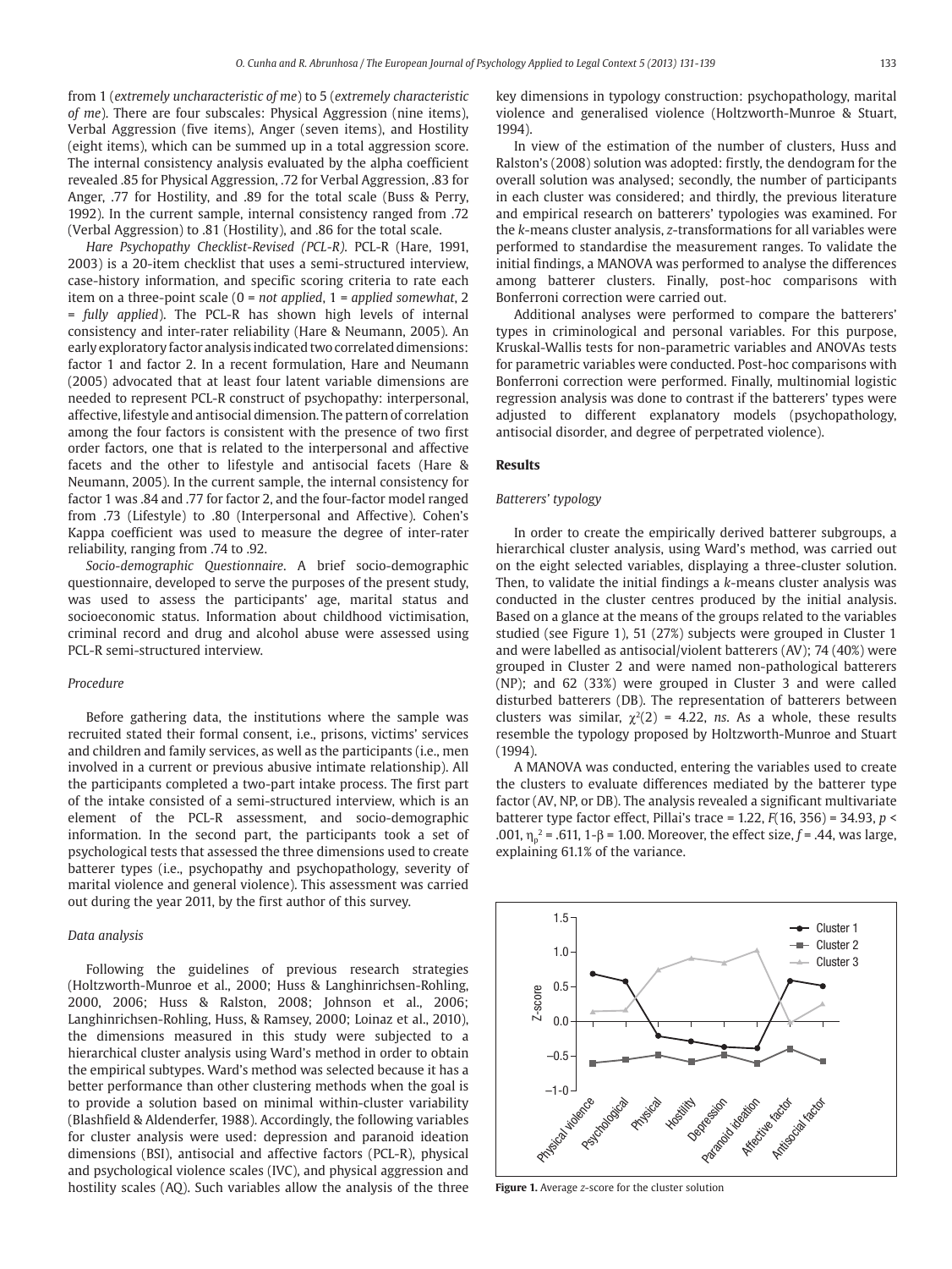from 1 (*extremely uncharacteristic of me*) to 5 (*extremely characteristic of me*). There are four subscales: Physical Aggression (nine items), Verbal Aggression (five items), Anger (seven items), and Hostility (eight items), which can be summed up in a total aggression score. The internal consistency analysis evaluated by the alpha coefficient revealed .85 for Physical Aggression, .72 for Verbal Aggression, .83 for Anger, .77 for Hostility, and .89 for the total scale (Buss & Perry, 1992). In the current sample, internal consistency ranged from .72 (Verbal Aggression) to .81 (Hostility), and .86 for the total scale.

*Hare Psychopathy Checklist-Revised (PCL-R).* PCL-R (Hare, 1991, 2003) is a 20-item checklist that uses a semi-structured interview, case-history information, and specific scoring criteria to rate each item on a three-point scale (0 = *not applied*, 1 = *applied somewhat*, 2 = *fully applied*). The PCL-R has shown high levels of internal consistency and inter-rater reliability (Hare & Neumann, 2005). An early exploratory factor analysis indicated two correlated dimensions: factor 1 and factor 2. In a recent formulation, Hare and Neumann (2005) advocated that at least four latent variable dimensions are needed to represent PCL-R construct of psychopathy: interpersonal, affective, lifestyle and antisocial dimension. The pattern of correlation among the four factors is consistent with the presence of two first order factors, one that is related to the interpersonal and affective facets and the other to lifestyle and antisocial facets (Hare & Neumann, 2005). In the current sample, the internal consistency for factor 1 was .84 and .77 for factor 2, and the four-factor model ranged from .73 (Lifestyle) to .80 (Interpersonal and Affective). Cohen's Kappa coefficient was used to measure the degree of inter-rater reliability, ranging from .74 to .92.

*Socio-demographic Questionnaire.* A brief socio-demographic questionnaire, developed to serve the purposes of the present study, was used to assess the participants' age, marital status and socioeconomic status. Information about childhood victimisation, criminal record and drug and alcohol abuse were assessed using PCL-R semi-structured interview.

### Procedure

Before gathering data, the institutions where the sample was recruited stated their formal consent, i.e., prisons, victims' services and children and family services, as well as the participants (i.e., men involved in a current or previous abusive intimate relationship). All the participants completed a two-part intake process. The first part of the intake consisted of a semi-structured interview, which is an element of the PCL-R assessment, and socio-demographic information. In the second part, the participants took a set of psychological tests that assessed the three dimensions used to create batterer types (i.e., psychopathy and psychopathology, severity of marital violence and general violence). This assessment was carried out during the year 2011, by the first author of this survey.

### Data analysis

Following the guidelines of previous research strategies (Holtzworth-Munroe et al., 2000; Huss & Langhinrichsen-Rohling, 2000, 2006; Huss & Ralston, 2008; Johnson et al., 2006; Langhinrichsen-Rohling, Huss, & Ramsey, 2000; Loinaz et al., 2010), the dimensions measured in this study were subjected to a hierarchical cluster analysis using Ward's method in order to obtain the empirical subtypes. Ward's method was selected because it has a better performance than other clustering methods when the goal is to provide a solution based on minimal within-cluster variability (Blashfield & Aldenderfer, 1988). Accordingly, the following variables for cluster analysis were used: depression and paranoid ideation dimensions (BSI), antisocial and affective factors (PCL-R), physical and psychological violence scales (IVC), and physical aggression and hostility scales (AQ). Such variables allow the analysis of the three key dimensions in typology construction: psychopathology, marital violence and generalised violence (Holtzworth-Munroe & Stuart, 1994).

In view of the estimation of the number of clusters, Huss and Ralston's (2008) solution was adopted: firstly, the dendogram for the overall solution was analysed; secondly, the number of participants in each cluster was considered; and thirdly, the previous literature and empirical research on batterers' typologies was examined. For the *k*-means cluster analysis, *z*-transformations for all variables were performed to standardise the measurement ranges. To validate the initial findings, a MANOVA was performed to analyse the differences among batterer clusters. Finally, post-hoc comparisons with Bonferroni correction were carried out.

Additional analyses were performed to compare the batterers' types in criminological and personal variables. For this purpose, Kruskal-Wallis tests for non-parametric variables and ANOVAs tests for parametric variables were conducted. Post-hoc comparisons with Bonferroni correction were performed. Finally, multinomial logistic regression analysis was done to contrast if the batterers' types were adjusted to different explanatory models (psychopathology, antisocial disorder, and degree of perpetrated violence).

## Results

### Batterers' typology

In order to create the empirically derived batterer subgroups, a hierarchical cluster analysis, using Ward's method, was carried out on the eight selected variables, displaying a three-cluster solution. Then, to validate the initial findings a *k*-means cluster analysis was conducted in the cluster centres produced by the initial analysis. Based on a glance at the means of the groups related to the variables studied (see Figure 1), 51 (27%) subjects were grouped in Cluster 1 and were labelled as antisocial/violent batterers (AV); 74 (40%) were grouped in Cluster 2 and were named non-pathological batterers (NP); and 62 (33%) were grouped in Cluster 3 and were called disturbed batterers (DB). The representation of batterers between clusters was similar, $\chi^2(2) = 4.22$, *ns*. As a whole, these results resemble the typology proposed by Holtzworth-Munroe and Stuart (1994).

A MANOVA was conducted, entering the variables used to create the clusters to evaluate differences mediated by the batterer type factor (AV, NP, or DB). The analysis revealed a significant multivariate batterer type factor effect, Pillai's trace = 1.22, $F(16, 356) = 34.93$, $p < .001$, $\eta_p^2 = .611$, $1-\beta = 1.00$. Moreover, the effect size, $f = .44$, was large, explaining 61.1% of the variance.

Z-score
1.5
1.0
0.5
0.0
–0.5
–1.0
Cluster 1
Cluster 2
Cluster 3
Physical violence
Psychological
Physical
Hostility
Depression
Paranoid ideation
Affective factor
Antisocial factor

**Figure 1.** Average *z*-score for the cluster solution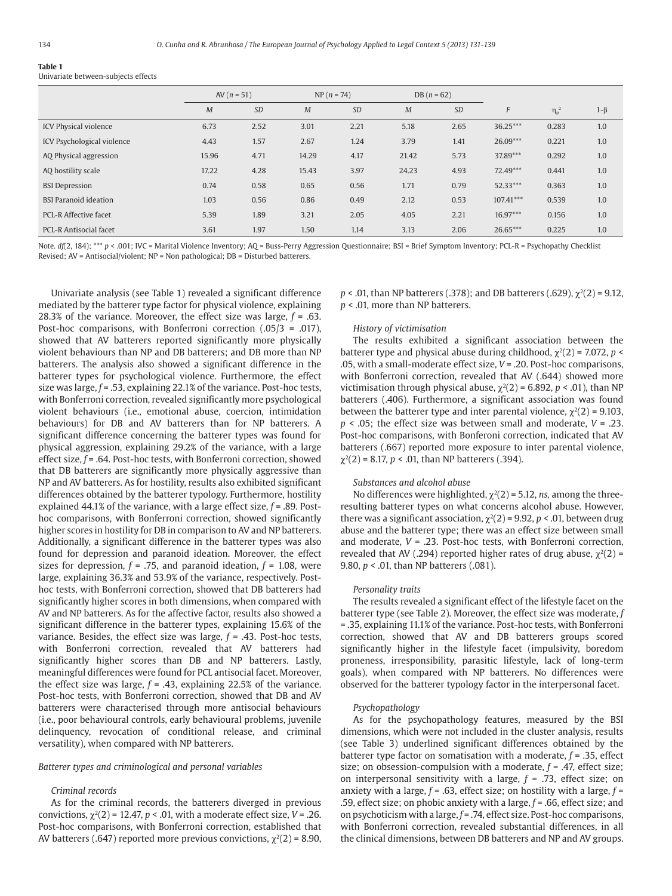**Table 1**
Univariate between-subjects effects

| | AV ($n$ = 51) | | NP ($n$ = 74) | | DB ($n$ = 62) | | | | |
|---|---|---|---|---|---|---|---|---|---|
| | $M$ | $SD$ | $M$ | $SD$ | $M$ | $SD$ | $F$ | $\eta_p^2$ | 1-β |
| ICV Physical violence | 6.73 | 2.52 | 3.01 | 2.21 | 5.18 | 2.65 | 36.25*** | 0.283 | 1.0 |
| ICV Psychological violence | 4.43 | 1.57 | 2.67 | 1.24 | 3.79 | 1.41 | 26.09*** | 0.221 | 1.0 |
| AQ Physical aggression | 15.96 | 4.71 | 14.29 | 4.17 | 21.42 | 5.73 | 37.89*** | 0.292 | 1.0 |
| AQ hostility scale | 17.22 | 4.28 | 15.43 | 3.97 | 24.23 | 4.93 | 72.49*** | 0.441 | 1.0 |
| BSI Depression | 0.74 | 0.58 | 0.65 | 0.56 | 1.71 | 0.79 | 52.33*** | 0.363 | 1.0 |
| BSI Paranoid ideation | 1.03 | 0.56 | 0.86 | 0.49 | 2.12 | 0.53 | 107.41*** | 0.539 | 1.0 |
| PCL-R Affective facet | 5.39 | 1.89 | 3.21 | 2.05 | 4.05 | 2.21 | 16.97*** | 0.156 | 1.0 |
| PCL-R Antisocial facet | 3.61 | 1.97 | 1.50 | 1.14 | 3.13 | 2.06 | 26.65*** | 0.225 | 1.0 |

Note. $df$(2, 184); *** $p$ < .001; IVC = Marital Violence Inventory; AQ = Buss-Perry Aggression Questionnaire; BSI = Brief Symptom Inventory; PCL-R = Psychopathy Checklist Revised; AV = Antisocial/violent; NP = Non pathological; DB = Disturbed batterers.

Univariate analysis (see Table 1) revealed a significant difference mediated by the batterer type factor for physical violence, explaining 28.3% of the variance. Moreover, the effect size was large, $f$ = .63. Post-hoc comparisons, with Bonferroni correction (.05/3 = .017), showed that AV batterers reported significantly more physically violent behaviours than NP and DB batterers; and DB more than NP batterers. The analysis also showed a significant difference in the batterer types for psychological violence. Furthermore, the effect size was large, $f$ = .53, explaining 22.1% of the variance. Post-hoc tests, with Bonferroni correction, revealed significantly more psychological violent behaviours (i.e., emotional abuse, coercion, intimidation behaviours) for DB and AV batterers than for NP batterers. A significant difference concerning the batterer types was found for physical aggression, explaining 29.2% of the variance, with a large effect size, $f$ = .64. Post-hoc tests, with Bonferroni correction, showed that DB batterers are significantly more physically aggressive than NP and AV batterers. As for hostility, results also exhibited significant differences obtained by the batterer typology. Furthermore, hostility explained 44.1% of the variance, with a large effect size, $f$ = .89. Post-hoc comparisons, with Bonferroni correction, showed significantly higher scores in hostility for DB in comparison to AV and NP batterers. Additionally, a significant difference in the batterer types was also found for depression and paranoid ideation. Moreover, the effect sizes for depression, $f$ = .75, and paranoid ideation, $f$ = 1.08, were large, explaining 36.3% and 53.9% of the variance, respectively. Post-hoc tests, with Bonferroni correction, showed that DB batterers had significantly higher scores in both dimensions, when compared with AV and NP batterers. As for the affective factor, results also showed a significant difference in the batterer types, explaining 15.6% of the variance. Besides, the effect size was large, $f$ = .43. Post-hoc tests, with Bonferroni correction, revealed that AV batterers had significantly higher scores than DB and NP batterers. Lastly, meaningful differences were found for PCL antisocial facet. Moreover, the effect size was large, $f$ = .43, explaining 22.5% of the variance. Post-hoc tests, with Bonferroni correction, showed that DB and AV batterers were characterised through more antisocial behaviours (i.e., poor behavioural controls, early behavioural problems, juvenile delinquency, revocation of conditional release, and criminal versatility), when compared with NP batterers.

### *Batterer types and criminological and personal variables*

#### *Criminal records*

As for the criminal records, the batterers diverged in previous convictions, $\chi^2(2)$ = 12.47, $p$ < .01, with a moderate effect size, $V$ = .26. Post-hoc comparisons, with Bonferroni correction, established that AV batterers (.647) reported more previous convictions, $\chi^2(2)$ = 8.90, $p$ < .01, than NP batterers (.378); and DB batterers (.629), $\chi^2(2)$ = 9.12, $p$ < .01, more than NP batterers.

#### *History of victimisation*

The results exhibited a significant association between the batterer type and physical abuse during childhood, $\chi^2(2)$ = 7.072, $p$ < .05, with a small-moderate effect size, $V$ = .20. Post-hoc comparisons, with Bonferroni correction, revealed that AV (.644) showed more victimisation through physical abuse, $\chi^2(2)$ = 6.892, $p$ < .01), than NP batterers (.406). Furthermore, a significant association was found between the batterer type and inter parental violence, $\chi^2(2)$ = 9.103, $p$ < .05; the effect size was between small and moderate, $V$ = .23. Post-hoc comparisons, with Bonferoni correction, indicated that AV batterers (.667) reported more exposure to inter parental violence, $\chi^2(2)$ = 8.17, $p$ < .01, than NP batterers (.394).

#### *Substances and alcohol abuse*

No differences were highlighted, $\chi^2(2)$ = 5.12, *ns,* among the three-resulting batterer types on what concerns alcohol abuse. However, there was a significant association, $\chi^2(2)$ = 9.92, $p$ < .01, between drug abuse and the batterer type; there was an effect size between small and moderate, $V$ = .23. Post hoc tests, with Bonferroni correction, revealed that AV (.294) reported higher rates of drug abuse, $\chi^2(2)$ = 9.80, $p$ < .01, than NP batterers (.081).

#### *Personality traits*

The results revealed a significant effect of the lifestyle facet on the batterer type (see Table 2). Moreover, the effect size was moderate, $f$ = .35, explaining 11.1% of the variance. Post-hoc tests, with Bonferroni correction, showed that AV and DB batterers groups scored significantly higher in the lifestyle facet (impulsivity, boredom proneness, irresponsibility, parasitic lifestyle, lack of long-term goals), when compared with NP batterers. No differences were observed for the batterer typology factor in the interpersonal facet.

#### *Psychopathology*

As for the psychopathology features, measured by the BSI dimensions, which were not included in the cluster analysis, results (see Table 3) underlined significant differences obtained by the batterer type factor on somatisation with a moderate, $f$ = .35, effect size; on obsession-compulsion with a moderate, $f$ = .47, effect size; on interpersonal sensitivity with a large, $f$ = .73, effect size; on anxiety with a large, $f$ = .63, effect size; on hostility with a large, $f$ = .59, effect size; on phobic anxiety with a large, $f$ = .66, effect size; and on psychoticism with a large, $f$ = .74, effect size. Post-hoc comparisons, with Bonferroni correction, revealed substantial differences, in all the clinical dimensions, between DB batterers and NP and AV groups.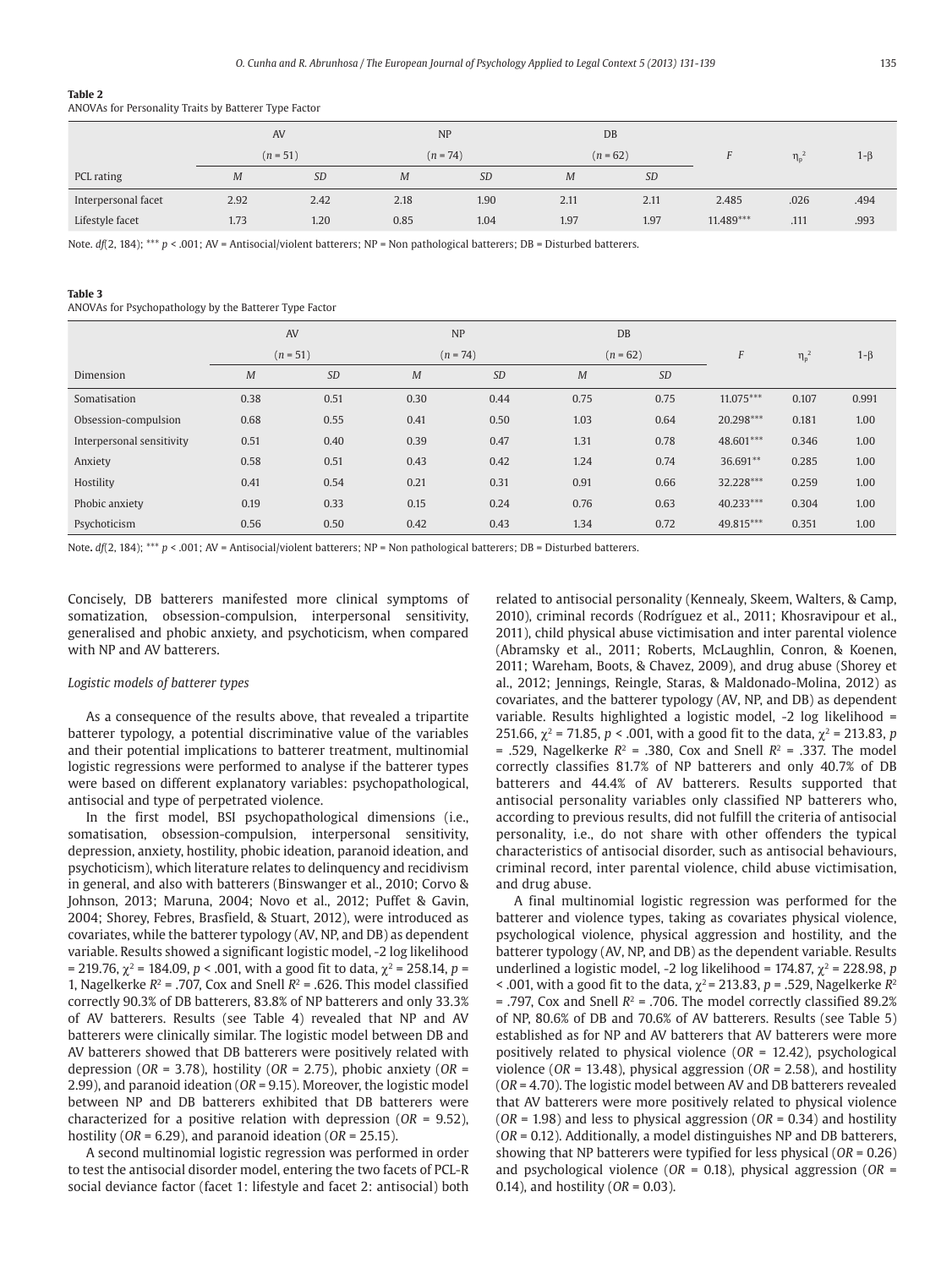**Table 2**
ANOVAs for Personality Traits by Batterer Type Factor

| | AV | | NP | | DB | | | | |
|---|---|---|---|---|---|---|---|---|---|
| | ($n$ = 51) | | ($n$ = 74) | | ($n$ = 62) | | $F$ | $\eta_p^2$ | 1-β |
| PCL rating | *M* | *SD* | *M* | *SD* | *M* | *SD* | | | |
| Interpersonal facet | 2.92 | 2.42 | 2.18 | 1.90 | 2.11 | 2.11 | 2.485 | .026 | .494 |
| Lifestyle facet | 1.73 | 1.20 | 0.85 | 1.04 | 1.97 | 1.97 | 11.489*** | .111 | .993 |

Note. *df*(2, 184); *** $p$ < .001; AV = Antisocial/violent batterers; NP = Non pathological batterers; DB = Disturbed batterers.

**Table 3**
ANOVAs for Psychopathology by the Batterer Type Factor

| | AV | | NP | | DB | | | | |
|---|---|---|---|---|---|---|---|---|---|
| | ($n$ = 51) | | ($n$ = 74) | | ($n$ = 62) | | $F$ | $\eta_p^2$ | 1-β |
| Dimension | *M* | *SD* | *M* | *SD* | *M* | *SD* | | | |
| Somatisation | 0.38 | 0.51 | 0.30 | 0.44 | 0.75 | 0.75 | 11.075*** | 0.107 | 0.991 |
| Obsession-compulsion | 0.68 | 0.55 | 0.41 | 0.50 | 1.03 | 0.64 | 20.298*** | 0.181 | 1.00 |
| Interpersonal sensitivity | 0.51 | 0.40 | 0.39 | 0.47 | 1.31 | 0.78 | 48.601*** | 0.346 | 1.00 |
| Anxiety | 0.58 | 0.51 | 0.43 | 0.42 | 1.24 | 0.74 | 36.691** | 0.285 | 1.00 |
| Hostility | 0.41 | 0.54 | 0.21 | 0.31 | 0.91 | 0.66 | 32.228*** | 0.259 | 1.00 |
| Phobic anxiety | 0.19 | 0.33 | 0.15 | 0.24 | 0.76 | 0.63 | 40.233*** | 0.304 | 1.00 |
| Psychoticism | 0.56 | 0.50 | 0.42 | 0.43 | 1.34 | 0.72 | 49.815*** | 0.351 | 1.00 |

Note. *df*(2, 184); *** $p$ < .001; AV = Antisocial/violent batterers; NP = Non pathological batterers; DB = Disturbed batterers.

Concisely, DB batterers manifested more clinical symptoms of somatization, obsession-compulsion, interpersonal sensitivity, generalised and phobic anxiety, and psychoticism, when compared with NP and AV batterers.

### *Logistic models of batterer types*

As a consequence of the results above, that revealed a tripartite batterer typology, a potential discriminative value of the variables and their potential implications to batterer treatment, multinomial logistic regressions were performed to analyse if the batterer types were based on different explanatory variables: psychopathological, antisocial and type of perpetrated violence.

In the first model, BSI psychopathological dimensions (i.e., somatisation, obsession-compulsion, interpersonal sensitivity, depression, anxiety, hostility, phobic ideation, paranoid ideation, and psychoticism), which literature relates to delinquency and recidivism in general, and also with batterers (Binswanger et al., 2010; Corvo & Johnson, 2013; Maruna, 2004; Novo et al., 2012; Puffet & Gavin, 2004; Shorey, Febres, Brasfield, & Stuart, 2012), were introduced as covariates, while the batterer typology (AV, NP, and DB) as dependent variable. Results showed a significant logistic model, -2 log likelihood = 219.76, $\chi^2$ = 184.09, $p$ < .001, with a good fit to data, $\chi^2$ = 258.14, $p$ = 1, Nagelkerke $R^2$ = .707, Cox and Snell $R^2$ = .626. This model classified correctly 90.3% of DB batterers, 83.8% of NP batterers and only 33.3% of AV batterers. Results (see Table 4) revealed that NP and AV batterers were clinically similar. The logistic model between DB and AV batterers showed that DB batterers were positively related with depression (*OR* = 3.78), hostility (*OR* = 2.75), phobic anxiety (*OR* = 2.99), and paranoid ideation (*OR* = 9.15). Moreover, the logistic model between NP and DB batterers exhibited that DB batterers were characterized for a positive relation with depression (*OR* = 9.52), hostility (*OR* = 6.29), and paranoid ideation (*OR* = 25.15).

A second multinomial logistic regression was performed in order to test the antisocial disorder model, entering the two facets of PCL-R social deviance factor (facet 1: lifestyle and facet 2: antisocial) both related to antisocial personality (Kennealy, Skeem, Walters, & Camp, 2010), criminal records (Rodríguez et al., 2011; Khosravipour et al., 2011), child physical abuse victimisation and inter parental violence (Abramsky et al., 2011; Roberts, McLaughlin, Conron, & Koenen, 2011; Wareham, Boots, & Chavez, 2009), and drug abuse (Shorey et al., 2012; Jennings, Reingle, Staras, & Maldonado-Molina, 2012) as covariates, and the batterer typology (AV, NP, and DB) as dependent variable. Results highlighted a logistic model, -2 log likelihood = 251.66, $\chi^2$ = 71.85, $p$ < .001, with a good fit to the data, $\chi^2$ = 213.83, $p$ = .529, Nagelkerke $R^2$ = .380, Cox and Snell $R^2$ = .337. The model correctly classifies 81.7% of NP batterers and only 40.7% of DB batterers and 44.4% of AV batterers. Results supported that antisocial personality variables only classified NP batterers who, according to previous results, did not fulfill the criteria of antisocial personality, i.e., do not share with other offenders the typical characteristics of antisocial disorder, such as antisocial behaviours, criminal record, inter parental violence, child abuse victimisation, and drug abuse.

A final multinomial logistic regression was performed for the batterer and violence types, taking as covariates physical violence, psychological violence, physical aggression and hostility, and the batterer typology (AV, NP, and DB) as the dependent variable. Results underlined a logistic model, -2 log likelihood = 174.87, $\chi^2$ = 228.98, $p$ < .001, with a good fit to the data, $\chi^2$ = 213.83, $p$ = .529, Nagelkerke $R^2$ = .797, Cox and Snell $R^2$ = .706. The model correctly classified 89.2% of NP, 80.6% of DB and 70.6% of AV batterers. Results (see Table 5) established as for NP and AV batterers that AV batterers were more positively related to physical violence (*OR* = 12.42), psychological violence (*OR* = 13.48), physical aggression (*OR* = 2.58), and hostility (*OR* = 4.70). The logistic model between AV and DB batterers revealed that AV batterers were more positively related to physical violence (*OR* = 1.98) and less to physical aggression (*OR* = 0.34) and hostility (*OR* = 0.12). Additionally, a model distinguishes NP and DB batterers, showing that NP batterers were typified for less physical (*OR* = 0.26) and psychological violence (*OR* = 0.18), physical aggression (*OR* = 0.14), and hostility (*OR* = 0.03).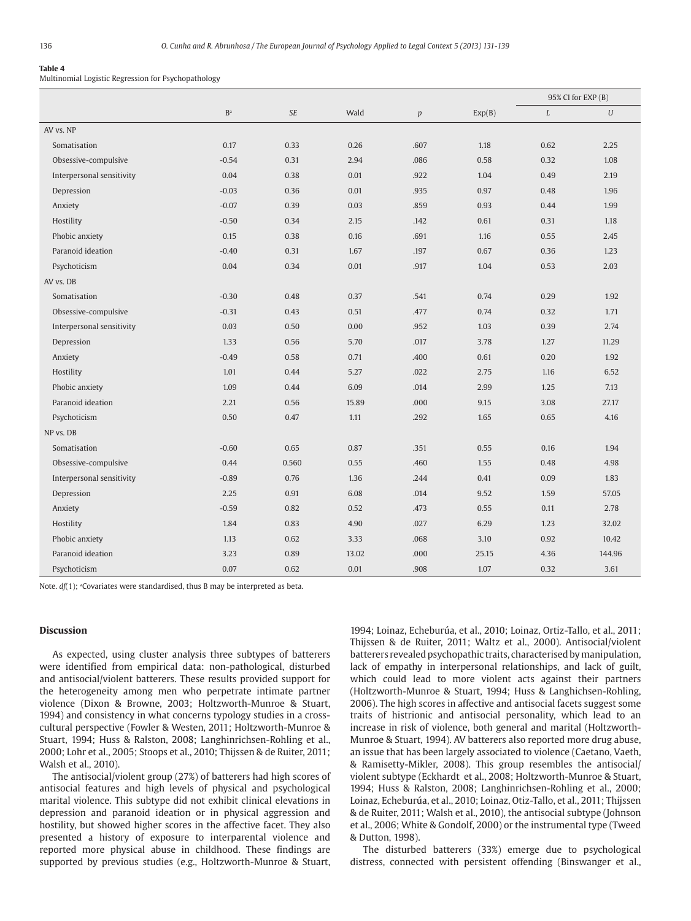**Table 4**
Multinomial Logistic Regression for Psychopathology

| | B[a] | *SE* | Wald | *p* | Exp(B) | 95% CI for EXP (B) | |
|---|---|---|---|---|---|---|---|
| | | | | | | *L* | *U* |
| AV vs. NP | | | | | | | |
| Somatisation | 0.17 | 0.33 | 0.26 | .607 | 1.18 | 0.62 | 2.25 |
| Obsessive-compulsive | -0.54 | 0.31 | 2.94 | .086 | 0.58 | 0.32 | 1.08 |
| Interpersonal sensitivity | 0.04 | 0.38 | 0.01 | .922 | 1.04 | 0.49 | 2.19 |
| Depression | -0.03 | 0.36 | 0.01 | .935 | 0.97 | 0.48 | 1.96 |
| Anxiety | -0.07 | 0.39 | 0.03 | .859 | 0.93 | 0.44 | 1.99 |
| Hostility | -0.50 | 0.34 | 2.15 | .142 | 0.61 | 0.31 | 1.18 |
| Phobic anxiety | 0.15 | 0.38 | 0.16 | .691 | 1.16 | 0.55 | 2.45 |
| Paranoid ideation | -0.40 | 0.31 | 1.67 | .197 | 0.67 | 0.36 | 1.23 |
| Psychoticism | 0.04 | 0.34 | 0.01 | .917 | 1.04 | 0.53 | 2.03 |
| AV vs. DB | | | | | | | |
| Somatisation | -0.30 | 0.48 | 0.37 | .541 | 0.74 | 0.29 | 1.92 |
| Obsessive-compulsive | -0.31 | 0.43 | 0.51 | .477 | 0.74 | 0.32 | 1.71 |
| Interpersonal sensitivity | 0.03 | 0.50 | 0.00 | .952 | 1.03 | 0.39 | 2.74 |
| Depression | 1.33 | 0.56 | 5.70 | .017 | 3.78 | 1.27 | 11.29 |
| Anxiety | -0.49 | 0.58 | 0.71 | .400 | 0.61 | 0.20 | 1.92 |
| Hostility | 1.01 | 0.44 | 5.27 | .022 | 2.75 | 1.16 | 6.52 |
| Phobic anxiety | 1.09 | 0.44 | 6.09 | .014 | 2.99 | 1.25 | 7.13 |
| Paranoid ideation | 2.21 | 0.56 | 15.89 | .000 | 9.15 | 3.08 | 27.17 |
| Psychoticism | 0.50 | 0.47 | 1.11 | .292 | 1.65 | 0.65 | 4.16 |
| NP vs. DB | | | | | | | |
| Somatisation | -0.60 | 0.65 | 0.87 | .351 | 0.55 | 0.16 | 1.94 |
| Obsessive-compulsive | 0.44 | 0.560 | 0.55 | .460 | 1.55 | 0.48 | 4.98 |
| Interpersonal sensitivity | -0.89 | 0.76 | 1.36 | .244 | 0.41 | 0.09 | 1.83 |
| Depression | 2.25 | 0.91 | 6.08 | .014 | 9.52 | 1.59 | 57.05 |
| Anxiety | -0.59 | 0.82 | 0.52 | .473 | 0.55 | 0.11 | 2.78 |
| Hostility | 1.84 | 0.83 | 4.90 | .027 | 6.29 | 1.23 | 32.02 |
| Phobic anxiety | 1.13 | 0.62 | 3.33 | .068 | 3.10 | 0.92 | 10.42 |
| Paranoid ideation | 3.23 | 0.89 | 13.02 | .000 | 25.15 | 4.36 | 144.96 |
| Psychoticism | 0.07 | 0.62 | 0.01 | .908 | 1.07 | 0.32 | 3.61 |

Note. *df*(1); [a]Covariates were standardised, thus B may be interpreted as beta.

## Discussion

As expected, using cluster analysis three subtypes of batterers were identified from empirical data: non-pathological, disturbed and antisocial/violent batterers. These results provided support for the heterogeneity among men who perpetrate intimate partner violence (Dixon & Browne, 2003; Holtzworth-Munroe & Stuart, 1994) and consistency in what concerns typology studies in a cross-cultural perspective (Fowler & Westen, 2011; Holtzworth-Munroe & Stuart, 1994; Huss & Ralston, 2008; Langhinrichsen-Rohling et al., 2000; Lohr et al., 2005; Stoops et al., 2010; Thijssen & de Ruiter, 2011; Walsh et al., 2010).

The antisocial/violent group (27%) of batterers had high scores of antisocial features and high levels of physical and psychological marital violence. This subtype did not exhibit clinical elevations in depression and paranoid ideation or in physical aggression and hostility, but showed higher scores in the affective facet. They also presented a history of exposure to interparental violence and reported more physical abuse in childhood. These findings are supported by previous studies (e.g., Holtzworth-Munroe & Stuart, 1994; Loinaz, Echeburúa, et al., 2010; Loinaz, Ortiz-Tallo, et al., 2011; Thijssen & de Ruiter, 2011; Waltz et al., 2000). Antisocial/violent batterers revealed psychopathic traits, characterised by manipulation, lack of empathy in interpersonal relationships, and lack of guilt, which could lead to more violent acts against their partners (Holtzworth-Munroe & Stuart, 1994; Huss & Langhichsen-Rohling, 2006). The high scores in affective and antisocial facets suggest some traits of histrionic and antisocial personality, which lead to an increase in risk of violence, both general and marital (Holtzworth-Munroe & Stuart, 1994). AV batterers also reported more drug abuse, an issue that has been largely associated to violence (Caetano, Vaeth, & Ramisetty-Mikler, 2008). This group resembles the antisocial/violent subtype (Eckhardt et al., 2008; Holtzworth-Munroe & Stuart, 1994; Huss & Ralston, 2008; Langhinrichsen-Rohling et al., 2000; Loinaz, Echeburúa, et al., 2010; Loinaz, Otiz-Tallo, et al., 2011; Thijssen & de Ruiter, 2011; Walsh et al., 2010), the antisocial subtype (Johnson et al., 2006; White & Gondolf, 2000) or the instrumental type (Tweed & Dutton, 1998).

The disturbed batterers (33%) emerge due to psychological distress, connected with persistent offending (Binswanger et al.,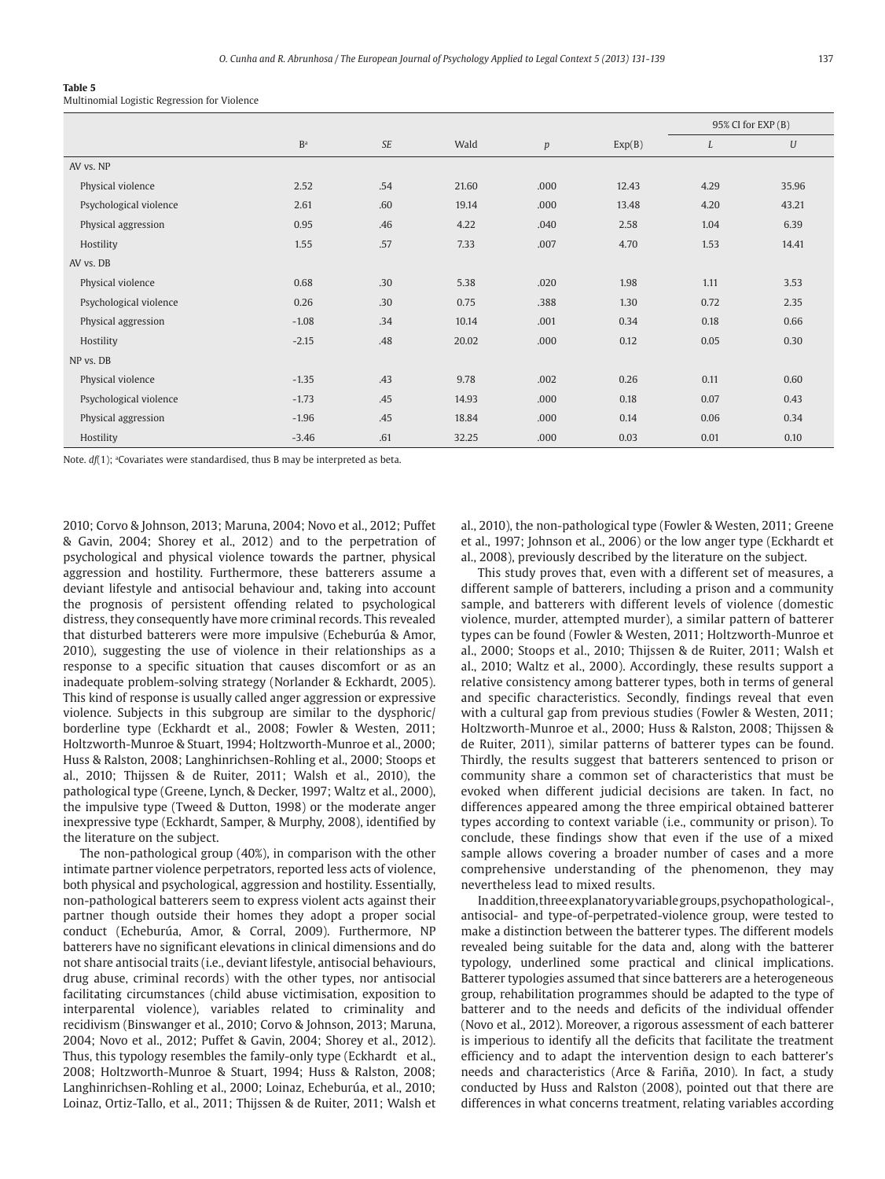**Table 5**
Multinomial Logistic Regression for Violence

| | B[a] | *SE* | Wald | *p* | Exp(B) | 95% CI for EXP (B) | |
|---|---|---|---|---|---|---|---|
| | | | | | | *L* | *U* |
| AV vs. NP | | | | | | | |
| Physical violence | 2.52 | .54 | 21.60 | .000 | 12.43 | 4.29 | 35.96 |
| Psychological violence | 2.61 | .60 | 19.14 | .000 | 13.48 | 4.20 | 43.21 |
| Physical aggression | 0.95 | .46 | 4.22 | .040 | 2.58 | 1.04 | 6.39 |
| Hostility | 1.55 | .57 | 7.33 | .007 | 4.70 | 1.53 | 14.41 |
| AV vs. DB | | | | | | | |
| Physical violence | 0.68 | .30 | 5.38 | .020 | 1.98 | 1.11 | 3.53 |
| Psychological violence | 0.26 | .30 | 0.75 | .388 | 1.30 | 0.72 | 2.35 |
| Physical aggression | -1.08 | .34 | 10.14 | .001 | 0.34 | 0.18 | 0.66 |
| Hostility | -2.15 | .48 | 20.02 | .000 | 0.12 | 0.05 | 0.30 |
| NP vs. DB | | | | | | | |
| Physical violence | -1.35 | .43 | 9.78 | .002 | 0.26 | 0.11 | 0.60 |
| Psychological violence | -1.73 | .45 | 14.93 | .000 | 0.18 | 0.07 | 0.43 |
| Physical aggression | -1.96 | .45 | 18.84 | .000 | 0.14 | 0.06 | 0.34 |
| Hostility | -3.46 | .61 | 32.25 | .000 | 0.03 | 0.01 | 0.10 |

Note. *df*(1); [a]Covariates were standardised, thus B may be interpreted as beta.

2010; Corvo & Johnson, 2013; Maruna, 2004; Novo et al., 2012; Puffet & Gavin, 2004; Shorey et al., 2012) and to the perpetration of psychological and physical violence towards the partner, physical aggression and hostility. Furthermore, these batterers assume a deviant lifestyle and antisocial behaviour and, taking into account the prognosis of persistent offending related to psychological distress, they consequently have more criminal records. This revealed that disturbed batterers were more impulsive (Echeburúa & Amor, 2010), suggesting the use of violence in their relationships as a response to a specific situation that causes discomfort or as an inadequate problem-solving strategy (Norlander & Eckhardt, 2005). This kind of response is usually called anger aggression or expressive violence. Subjects in this subgroup are similar to the dysphoric/borderline type (Eckhardt et al., 2008; Fowler & Westen, 2011; Holtzworth-Munroe & Stuart, 1994; Holtzworth-Munroe et al., 2000; Huss & Ralston, 2008; Langhinrichsen-Rohling et al., 2000; Stoops et al., 2010; Thijssen & de Ruiter, 2011; Walsh et al., 2010), the pathological type (Greene, Lynch, & Decker, 1997; Waltz et al., 2000), the impulsive type (Tweed & Dutton, 1998) or the moderate anger inexpressive type (Eckhardt, Samper, & Murphy, 2008), identified by the literature on the subject.

The non-pathological group (40%), in comparison with the other intimate partner violence perpetrators, reported less acts of violence, both physical and psychological, aggression and hostility. Essentially, non-pathological batterers seem to express violent acts against their partner though outside their homes they adopt a proper social conduct (Echeburúa, Amor, & Corral, 2009). Furthermore, NP batterers have no significant elevations in clinical dimensions and do not share antisocial traits (i.e., deviant lifestyle, antisocial behaviours, drug abuse, criminal records) with the other types, nor antisocial facilitating circumstances (child abuse victimisation, exposition to interparental violence), variables related to criminality and recidivism (Binswanger et al., 2010; Corvo & Johnson, 2013; Maruna, 2004; Novo et al., 2012; Puffet & Gavin, 2004; Shorey et al., 2012). Thus, this typology resembles the family-only type (Eckhardt et al., 2008; Holtzworth-Munroe & Stuart, 1994; Huss & Ralston, 2008; Langhinrichsen-Rohling et al., 2000; Loinaz, Echeburúa, et al., 2010; Loinaz, Ortiz-Tallo, et al., 2011; Thijssen & de Ruiter, 2011; Walsh et al., 2010), the non-pathological type (Fowler & Westen, 2011; Greene et al., 1997; Johnson et al., 2006) or the low anger type (Eckhardt et al., 2008), previously described by the literature on the subject.

This study proves that, even with a different set of measures, a different sample of batterers, including a prison and a community sample, and batterers with different levels of violence (domestic violence, murder, attempted murder), a similar pattern of batterer types can be found (Fowler & Westen, 2011; Holtzworth-Munroe et al., 2000; Stoops et al., 2010; Thijssen & de Ruiter, 2011; Walsh et al., 2010; Waltz et al., 2000). Accordingly, these results support a relative consistency among batterer types, both in terms of general and specific characteristics. Secondly, findings reveal that even with a cultural gap from previous studies (Fowler & Westen, 2011; Holtzworth-Munroe et al., 2000; Huss & Ralston, 2008; Thijssen & de Ruiter, 2011), similar patterns of batterer types can be found. Thirdly, the results suggest that batterers sentenced to prison or community share a common set of characteristics that must be evoked when different judicial decisions are taken. In fact, no differences appeared among the three empirical obtained batterer types according to context variable (i.e., community or prison). To conclude, these findings show that even if the use of a mixed sample allows covering a broader number of cases and a more comprehensive understanding of the phenomenon, they may nevertheless lead to mixed results.

In addition, three explanatory variable groups, psychopathological-, antisocial- and type-of-perpetrated-violence group, were tested to make a distinction between the batterer types. The different models revealed being suitable for the data and, along with the batterer typology, underlined some practical and clinical implications. Batterer typologies assumed that since batterers are a heterogeneous group, rehabilitation programmes should be adapted to the type of batterer and to the needs and deficits of the individual offender (Novo et al., 2012). Moreover, a rigorous assessment of each batterer is imperious to identify all the deficits that facilitate the treatment efficiency and to adapt the intervention design to each batterer's needs and characteristics (Arce & Fariña, 2010). In fact, a study conducted by Huss and Ralston (2008), pointed out that there are differences in what concerns treatment, relating variables according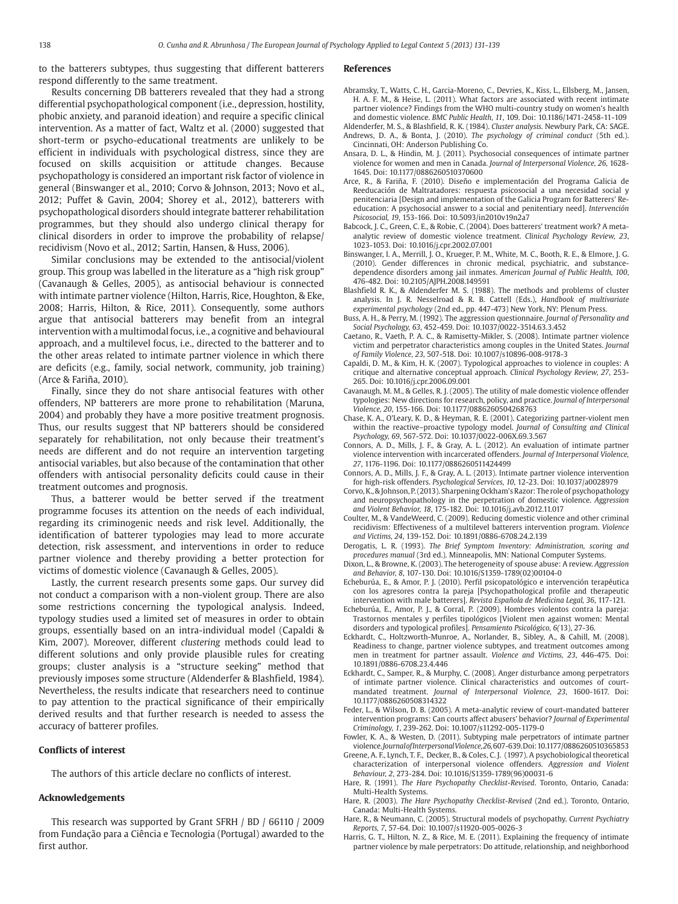to the batterers subtypes, thus suggesting that different batterers respond differently to the same treatment.

Results concerning DB batterers revealed that they had a strong differential psychopathological component (i.e., depression, hostility, phobic anxiety, and paranoid ideation) and require a specific clinical intervention. As a matter of fact, Waltz et al. (2000) suggested that short-term or psycho-educational treatments are unlikely to be efficient in individuals with psychological distress, since they are focused on skills acquisition or attitude changes. Because psychopathology is considered an important risk factor of violence in general (Binswanger et al., 2010; Corvo & Johnson, 2013; Novo et al., 2012; Puffet & Gavin, 2004; Shorey et al., 2012), batterers with psychopathological disorders should integrate batterer rehabilitation programmes, but they should also undergo clinical therapy for clinical disorders in order to improve the probability of relapse/ recidivism (Novo et al., 2012; Sartin, Hansen, & Huss, 2006).

Similar conclusions may be extended to the antisocial/violent group. This group was labelled in the literature as a "high risk group" (Cavanaugh & Gelles, 2005), as antisocial behaviour is connected with intimate partner violence (Hilton, Harris, Rice, Houghton, & Eke, 2008; Harris, Hilton, & Rice, 2011). Consequently, some authors argue that antisocial batterers may benefit from an integral intervention with a multimodal focus, i.e., a cognitive and behavioural approach, and a multilevel focus, i.e., directed to the batterer and to the other areas related to intimate partner violence in which there are deficits (e.g., family, social network, community, job training) (Arce & Fariña, 2010).

Finally, since they do not share antisocial features with other offenders, NP batterers are more prone to rehabilitation (Maruna, 2004) and probably they have a more positive treatment prognosis. Thus, our results suggest that NP batterers should be considered separately for rehabilitation, not only because their treatment's needs are different and do not require an intervention targeting antisocial variables, but also because of the contamination that other offenders with antisocial personality deficits could cause in their treatment outcomes and prognosis.

Thus, a batterer would be better served if the treatment programme focuses its attention on the needs of each individual, regarding its criminogenic needs and risk level. Additionally, the identification of batterer typologies may lead to more accurate detection, risk assessment, and interventions in order to reduce partner violence and thereby providing a better protection for victims of domestic violence (Cavanaugh & Gelles, 2005).

Lastly, the current research presents some gaps. Our survey did not conduct a comparison with a non-violent group. There are also some restrictions concerning the typological analysis. Indeed, typology studies used a limited set of measures in order to obtain groups, essentially based on an intra-individual model (Capaldi & Kim, 2007). Moreover, different *clustering* methods could lead to different solutions and only provide plausible rules for creating groups; cluster analysis is a "structure seeking" method that previously imposes some structure (Aldenderfer & Blashfield, 1984). Nevertheless, the results indicate that researchers need to continue to pay attention to the practical significance of their empirically derived results and that further research is needed to assess the accuracy of batterer profiles.

## Conflicts of interest

The authors of this article declare no conflicts of interest.

## Acknowledgements

This research was supported by Grant SFRH / BD / 66110 / 2009 from Fundação para a Ciência e Tecnologia (Portugal) awarded to the first author.

## References

Abramsky, T., Watts, C. H., Garcia-Moreno, C., Devries, K., Kiss, L., Ellsberg, M., Jansen, H. A. F. M., & Heise, L. (2011). What factors are associated with recent intimate partner violence? Findings from the WHO multi-country study on women's health and domestic violence. *BMC Public Health, 11*, 109. Doi: 10.1186/1471-2458-11-109

Aldenderfer, M. S., & Blashfield, R. K. (1984). *Cluster analysis*. Newbury Park, CA: SAGE.

Andrews, D. A., & Bonta, J. (2010). *The psychology of criminal conduct* (5th ed.). Cincinnati, OH: Anderson Publishing Co.

Ansara, D. L., & Hindin, M. J. (2011). Psychosocial consequences of intimate partner violence for women and men in Canada. *Journal of Interpersonal Violence, 26*, 1628-1645. Doi: 10.1177/0886260510370600

Arce, R., & Fariña, F. (2010). Diseño e implementación del Programa Galicia de Reeducación de Maltratadores: respuesta psicosocial a una necesidad social y penitenciaria [Design and implementation of the Galicia Program for Batterers' Re-education: A psychosocial answer to a social and penitentiary need]. *Intervención Psicosocial, 19*, 153-166. Doi: 10.5093/in2010v19n2a7

Babcock, J. C., Green, C. E., & Robie, C. (2004). Does batterers' treatment work? A meta-analytic review of domestic violence treatment. *Clinical Psychology Review, 23*, 1023-1053. Doi: 10.1016/j.cpr.2002.07.001

Binswanger, I. A., Merrill, J. O., Krueger, P. M., White, M. C., Booth, R. E., & Elmore, J. G. (2010). Gender differences in chronic medical, psychiatric, and substance-dependence disorders among jail inmates. *American Journal of Public Health, 100*, 476-482. Doi: 10.2105/AJPH.2008.149591

Blashfield R. K., & Aldenderfer M. S. (1988). The methods and problems of cluster analysis. In J. R. Nesselroad & R. B. Cattell (Eds.), *Handbook of multivariate experimental psychology* (2nd ed., pp. 447-473) New York, NY: Plenum Press.

Buss, A. H., & Perry, M. (1992). The aggression questionnaire. *Journal of Personality and Social Psychology, 63*, 452–459. Doi: 10.1037/0022-3514.63.3.452

Caetano, R., Vaeth, P. A. C., & Ramisetty-Mikler, S. (2008). Intimate partner violence victim and perpetrator characteristics among couples in the United States. *Journal of Family Violence, 23*, 507-518. Doi: 10.1007/s10896-008-9178-3

Capaldi, D. M., & Kim, H. K. (2007). Typological approaches to violence in couples: A critique and alternative conceptual approach. *Clinical Psychology Review, 27*, 253-265. Doi: 10.1016/j.cpr.2006.09.001

Cavanaugh, M. M., & Gelles, R. J. (2005). The utility of male domestic violence offender typologies: New directions for research, policy, and practice. *Journal of Interpersonal Violence, 20*, 155-166. Doi: 10.1177/0886260504268763

Chase, K. A., O'Leary, K. D., & Heyman, R. E. (2001). Categorizing partner-violent men within the reactive–proactive typology model. *Journal of Consulting and Clinical Psychology, 69*, 567-572. Doi: 10.1037/0022-006X.69.3.567

Connors, A. D., Mills, J. F., & Gray, A. L. (2012). An evaluation of intimate partner violence intervention with incarcerated offenders. *Journal of Interpersonal Violence, 27*, 1176-1196. Doi: 10.1177/0886260511424499

Connors, A. D., Mills, J. F., & Gray, A. L. (2013). Intimate partner violence intervention for high-risk offenders. *Psychological Services, 10*, 12-23. Doi: 10.1037/a0028979

Corvo, K., & Johnson, P. (2013). Sharpening Ockham's Razor: The role of psychopathology and neuropsychopathology in the perpetration of domestic violence. *Aggression and Violent Behavior, 18*, 175-182. Doi: 10.1016/j.avb.2012.11.017

Coulter, M., & VandeWeerd, C. (2009). Reducing domestic violence and other criminal recidivism: Effectiveness of a multilevel batterers intervention program. *Violence and Victims, 24*, 139-152. Doi: 10.1891/0886-6708.24.2.139

Derogatis, L. R. (1993). *The Brief Symptom Inventory: Administration, scoring and procedures manual* (3rd ed.). Minneapolis, MN: National Computer Systems.

Dixon, L., & Browne, K. (2003). The heterogeneity of spouse abuse: A review. *Aggression and Behavior, 8*, 107-130. Doi: 10.1016/S1359-1789(02)00104-0

Echeburúa, E., & Amor, P. J. (2010). Perfil psicopatológico e intervención terapéutica con los agresores contra la pareja [Psychopathological profile and therapeutic intervention with male batterers]. *Revista Española de Medicina Legal, 36*, 117-121.

Echeburúa, E., Amor, P. J., & Corral, P. (2009). Hombres violentos contra la pareja: Trastornos mentales y perfiles tipológicos [Violent men against women: Mental disorders and typological profiles]. *Pensamiento Psicológico, 6*(13), 27-36.

Eckhardt, C., Holtzworth-Munroe, A., Norlander, B., Sibley, A., & Cahill, M. (2008). Readiness to change, partner violence subtypes, and treatment outcomes among men in treatment for partner assault. *Violence and Victims, 23*, 446-475. Doi: 10.1891/0886-6708.23.4.446

Eckhardt, C., Samper, R., & Murphy, C. (2008). Anger disturbance among perpetrators of intimate partner violence. Clinical characteristics and outcomes of court-mandated treatment. *Journal of Interpersonal Violence, 23*, 1600-1617. Doi: 10.1177/0886260508314322

Feder, L., & Wilson, D. B. (2005). A meta-analytic review of court-mandated batterer intervention programs: Can courts affect abusers' behavior? *Journal of Experimental Criminology, 1*, 239-262. Doi: 10.1007/s11292-005-1179-0

Fowler, K. A., & Westen, D. (2011). Subtyping male perpetrators of intimate partner violence. *Journal of Interpersonal Violence, 26*, 607-639. Doi: 10.1177/0886260510365853

Greene, A. F., Lynch, T. F., Decker, B., & Coles, C. J. (1997). A psychobiological theoretical characterization of interpersonal violence offenders. *Aggression and Violent Behaviour, 2*, 273-284. Doi: 10.1016/S1359-1789(96)00031-6

Hare, R. (1991). *The Hare Psychopathy Checklist-Revised*. Toronto, Ontario, Canada: Multi-Health Systems.

Hare, R. (2003). *The Hare Psychopathy Checklist-Revised* (2nd ed.). Toronto, Ontario, Canada: Multi-Health Systems.

Hare, R., & Neumann, C. (2005). Structural models of psychopathy. *Current Psychiatry Reports, 7*, 57-64. Doi: 10.1007/s11920-005-0026-3

Harris, G. T., Hilton, N. Z., & Rice, M. E. (2011). Explaining the frequency of intimate partner violence by male perpetrators: Do attitude, relationship, and neighborhood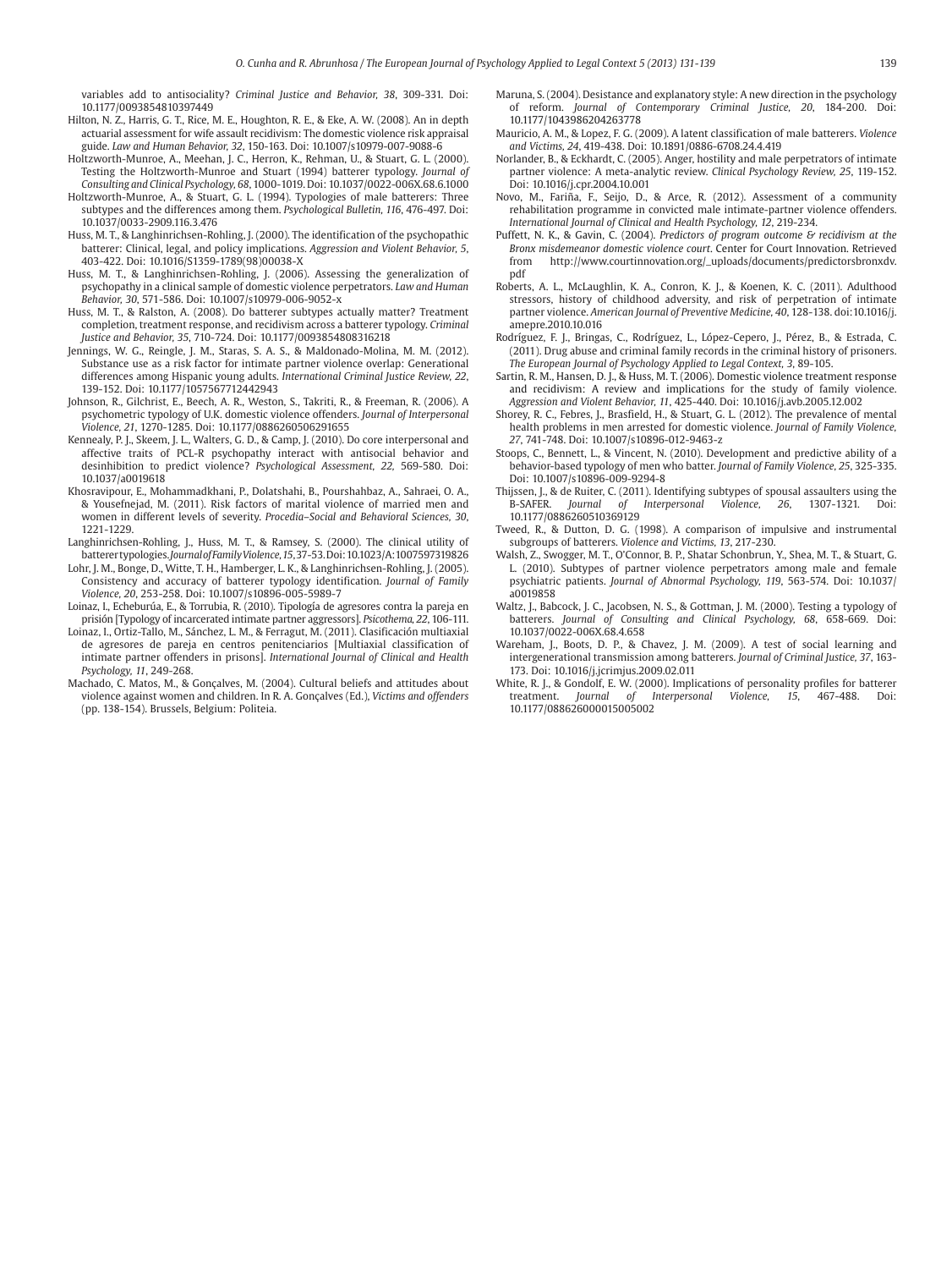variables add to antisociality? *Criminal Justice and Behavior, 38*, 309-331. Doi: 10.1177/0093854810397449

Hilton, N. Z., Harris, G. T., Rice, M. E., Houghton, R. E., & Eke, A. W. (2008). An in depth actuarial assessment for wife assault recidivism: The domestic violence risk appraisal guide. *Law and Human Behavior, 32*, 150-163. Doi: 10.1007/s10979-007-9088-6

Holtzworth-Munroe, A., Meehan, J. C., Herron, K., Rehman, U., & Stuart, G. L. (2000). Testing the Holtzworth-Munroe and Stuart (1994) batterer typology. *Journal of Consulting and Clinical Psychology, 68*, 1000-1019. Doi: 10.1037/0022-006X.68.6.1000

Holtzworth-Munroe, A., & Stuart, G. L. (1994). Typologies of male batterers: Three subtypes and the differences among them. *Psychological Bulletin, 116*, 476-497. Doi: 10.1037/0033-2909.116.3.476

Huss, M. T., & Langhinrichsen-Rohling, J. (2000). The identification of the psychopathic batterer: Clinical, legal, and policy implications. *Aggression and Violent Behavior, 5*, 403-422. Doi: 10.1016/S1359-1789(98)00038-X

Huss, M. T., & Langhinrichsen-Rohling, J. (2006). Assessing the generalization of psychopathy in a clinical sample of domestic violence perpetrators. *Law and Human Behavior, 30*, 571-586. Doi: 10.1007/s10979-006-9052-x

Huss, M. T., & Ralston, A. (2008). Do batterer subtypes actually matter? Treatment completion, treatment response, and recidivism across a batterer typology. *Criminal Justice and Behavior, 35*, 710-724. Doi: 10.1177/0093854808316218

Jennings, W. G., Reingle, J. M., Staras, S. A. S., & Maldonado-Molina, M. M. (2012). Substance use as a risk factor for intimate partner violence overlap: Generational differences among Hispanic young adults. *International Criminal Justice Review, 22*, 139-152. Doi: 10.1177/1057567712442943

Johnson, R., Gilchrist, E., Beech, A. R., Weston, S., Takriti, R., & Freeman, R. (2006). A psychometric typology of U.K. domestic violence offenders. *Journal of Interpersonal Violence, 21*, 1270-1285. Doi: 10.1177/0886260506291655

Kennealy, P. J., Skeem, J. L., Walters, G. D., & Camp, J. (2010). Do core interpersonal and affective traits of PCL-R psychopathy interact with antisocial behavior and desinhibition to predict violence? *Psychological Assessment, 22*, 569-580. Doi: 10.1037/a0019618

Khosravipour, E., Mohammadkhani, P., Dolatshahi, B., Pourshahbaz, A., Sahraei, O. A., & Yousefnejad, M. (2011). Risk factors of marital violence of married men and women in different levels of severity. *Procedia–Social and Behavioral Sciences, 30*, 1221-1229.

Langhinrichsen-Rohling, J., Huss, M. T., & Ramsey, S. (2000). The clinical utility of batterer typologies. *Journal of Family Violence, 15*, 37-53. Doi: 10.1023/A:1007597319826

Lohr, J. M., Bonge, D., Witte, T. H., Hamberger, L. K., & Langhinrichsen-Rohling, J. (2005). Consistency and accuracy of batterer typology identification. *Journal of Family Violence, 20*, 253-258. Doi: 10.1007/s10896-005-5989-7

Loinaz, I., Echeburúa, E., & Torrubia, R. (2010). Tipología de agresores contra la pareja en prisión [Typology of incarcerated intimate partner aggressors]. *Psicothema, 22*, 106-111.

Loinaz, I., Ortiz-Tallo, M., Sánchez, L. M., & Ferragut, M. (2011). Clasificación multiaxial de agresores de pareja en centros penitenciarios [Multiaxial classification of intimate partner offenders in prisons]. *International Journal of Clinical and Health Psychology, 11*, 249-268.

Machado, C. Matos, M., & Gonçalves, M. (2004). Cultural beliefs and attitudes about violence against women and children. In R. A. Gonçalves (Ed.), *Victims and offenders* (pp. 138-154). Brussels, Belgium: Politeia.

Maruna, S. (2004). Desistance and explanatory style: A new direction in the psychology of reform. *Journal of Contemporary Criminal Justice, 20*, 184-200. Doi: 10.1177/1043986204263778

Mauricio, A. M., & Lopez, F. G. (2009). A latent classification of male batterers. *Violence and Victims, 24*, 419-438. Doi: 10.1891/0886-6708.24.4.419

Norlander, B., & Eckhardt, C. (2005). Anger, hostility and male perpetrators of intimate partner violence: A meta-analytic review. *Clinical Psychology Review, 25*, 119-152. Doi: 10.1016/j.cpr.2004.10.001

Novo, M., Fariña, F., Seijo, D., & Arce, R. (2012). Assessment of a community rehabilitation programme in convicted male intimate-partner violence offenders. *International Journal of Clinical and Health Psychology, 12*, 219-234.

Puffett, N. K., & Gavin, C. (2004). *Predictors of program outcome & recidivism at the Bronx misdemeanor domestic violence court*. Center for Court Innovation. Retrieved from http://www.courtinnovation.org/_uploads/documents/predictorsbronxdv.pdf

Roberts, A. L., McLaughlin, K. A., Conron, K. J., & Koenen, K. C. (2011). Adulthood stressors, history of childhood adversity, and risk of perpetration of intimate partner violence. *American Journal of Preventive Medicine, 40*, 128-138. doi:10.1016/j.amepre.2010.10.016

Rodríguez, F. J., Bringas, C., Rodríguez, L., López-Cepero, J., Pérez, B., & Estrada, C. (2011). Drug abuse and criminal family records in the criminal history of prisoners. *The European Journal of Psychology Applied to Legal Context, 3*, 89-105.

Sartin, R. M., Hansen, D. J., & Huss, M. T. (2006). Domestic violence treatment response and recidivism: A review and implications for the study of family violence. *Aggression and Violent Behavior, 11*, 425-440. Doi: 10.1016/j.avb.2005.12.002

Shorey, R. C., Febres, J., Brasfield, H., & Stuart, G. L. (2012). The prevalence of mental health problems in men arrested for domestic violence. *Journal of Family Violence, 27*, 741-748. Doi: 10.1007/s10896-012-9463-z

Stoops, C., Bennett, L., & Vincent, N. (2010). Development and predictive ability of a behavior-based typology of men who batter. *Journal of Family Violence, 25*, 325-335. Doi: 10.1007/s10896-009-9294-8

Thijssen, J., & de Ruiter, C. (2011). Identifying subtypes of spousal assaulters using the B-SAFER. *Journal of Interpersonal Violence, 26*, 1307-1321. Doi: 10.1177/0886260510369129

Tweed, R., & Dutton, D. G. (1998). A comparison of impulsive and instrumental subgroups of batterers. *Violence and Victims, 13*, 217-230.

Walsh, Z., Swogger, M. T., O'Connor, B. P., Shatar Schonbrun, Y., Shea, M. T., & Stuart, G. L. (2010). Subtypes of partner violence perpetrators among male and female psychiatric patients. *Journal of Abnormal Psychology, 119*, 563-574. Doi: 10.1037/a0019858

Waltz, J., Babcock, J. C., Jacobsen, N. S., & Gottman, J. M. (2000). Testing a typology of batterers. *Journal of Consulting and Clinical Psychology, 68*, 658-669. Doi: 10.1037/0022-006X.68.4.658

Wareham, J., Boots, D. P., & Chavez, J. M. (2009). A test of social learning and intergenerational transmission among batterers. *Journal of Criminal Justice, 37*, 163-173. Doi: 10.1016/j.jcrimjus.2009.02.011

White, R. J., & Gondolf, E. W. (2000). Implications of personality profiles for batterer treatment. *Journal of Interpersonal Violence, 15*, 467-488. Doi: 10.1177/088626000015005002